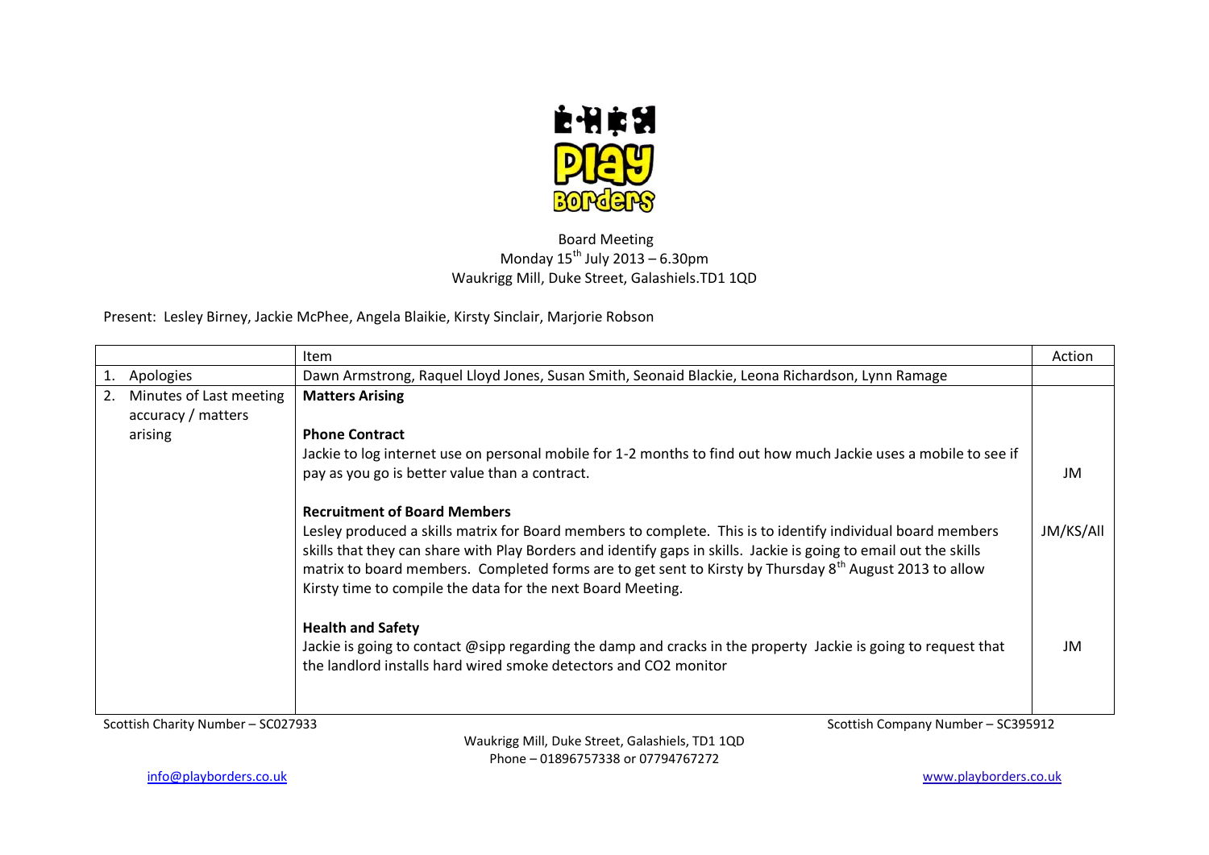Board Meeting
Monday 15th July 2013 – 6.30pm
Waukrigg Mill, Duke Street, Galashiels.TD1 1QD

Present: Lesley Birney, Jackie McPhee, Angela Blaikie, Kirsty Sinclair, Marjorie Robson

| | Item | Action |
|---|---|---|
| 1. Apologies | Dawn Armstrong, Raquel Lloyd Jones, Susan Smith, Seonaid Blackie, Leona Richardson, Lynn Ramage | |
| 2. Minutes of Last meeting accuracy / matters arising | **Matters Arising** | |
| | **Phone Contract**<br>Jackie to log internet use on personal mobile for 1-2 months to find out how much Jackie uses a mobile to see if pay as you go is better value than a contract. | JM |
| | **Recruitment of Board Members**<br>Lesley produced a skills matrix for Board members to complete. This is to identify individual board members skills that they can share with Play Borders and identify gaps in skills. Jackie is going to email out the skills matrix to board members. Completed forms are to get sent to Kirsty by Thursday 8th August 2013 to allow Kirsty time to compile the data for the next Board Meeting. | JM/KS/All |
| | **Health and Safety**<br>Jackie is going to contact @sipp regarding the damp and cracks in the property Jackie is going to request that the landlord installs hard wired smoke detectors and CO2 monitor | JM |

Scottish Charity Number – SC027933 Scottish Company Number – SC395912

Waukrigg Mill, Duke Street, Galashiels, TD1 1QD
Phone – 01896757338 or 07794767272

info@playborders.co.uk www.playborders.co.uk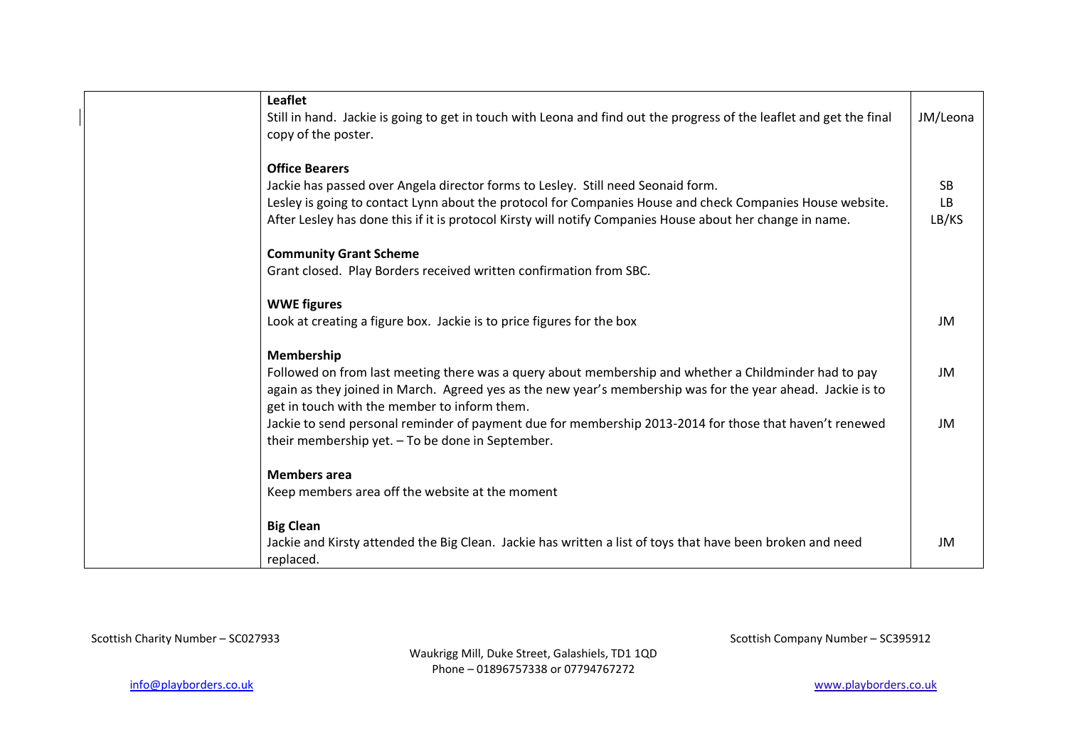| | | |
|---|---|---|
| | **Leaflet**<br>Still in hand. Jackie is going to get in touch with Leona and find out the progress of the leaflet and get the final copy of the poster. | JM/Leona |
| | **Office Bearers**<br>Jackie has passed over Angela director forms to Lesley. Still need Seonaid form.<br>Lesley is going to contact Lynn about the protocol for Companies House and check Companies House website.<br>After Lesley has done this if it is protocol Kirsty will notify Companies House about her change in name. | SB<br>LB<br>LB/KS |
| | **Community Grant Scheme**<br>Grant closed. Play Borders received written confirmation from SBC. | |
| | **WWE figures**<br>Look at creating a figure box. Jackie is to price figures for the box | JM |
| | **Membership**<br>Followed on from last meeting there was a query about membership and whether a Childminder had to pay again as they joined in March. Agreed yes as the new year's membership was for the year ahead. Jackie is to get in touch with the member to inform them.<br>Jackie to send personal reminder of payment due for membership 2013-2014 for those that haven't renewed their membership yet. – To be done in September. | JM<br><br>JM |
| | **Members area**<br>Keep members area off the website at the moment | |
| | **Big Clean**<br>Jackie and Kirsty attended the Big Clean. Jackie has written a list of toys that have been broken and need replaced. | JM |

Scottish Charity Number – SC027933

Scottish Company Number – SC395912

Waukrigg Mill, Duke Street, Galashiels, TD1 1QD
Phone – 01896757338 or 07794767272

info@playborders.co.uk

www.playborders.co.uk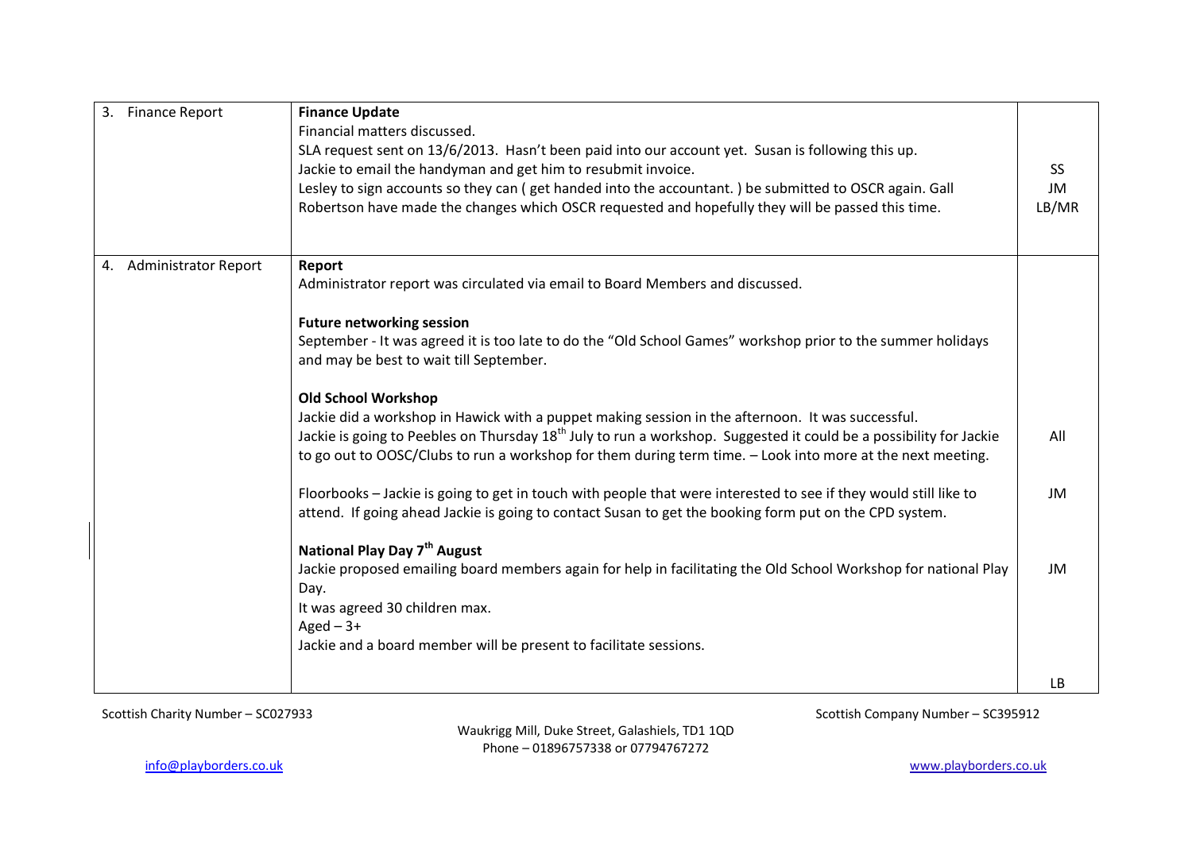| | | |
|---|---|---|
| 3. Finance Report | **Finance Update**<br>Financial matters discussed.<br>SLA request sent on 13/6/2013. Hasn't been paid into our account yet. Susan is following this up.<br>Jackie to email the handyman and get him to resubmit invoice.<br>Lesley to sign accounts so they can ( get handed into the accountant. ) be submitted to OSCR again. Gall Robertson have made the changes which OSCR requested and hopefully they will be passed this time. | SS<br>JM<br>LB/MR |
| 4. Administrator Report | **Report**<br>Administrator report was circulated via email to Board Members and discussed.<br><br>**Future networking session**<br>September - It was agreed it is too late to do the "Old School Games" workshop prior to the summer holidays and may be best to wait till September.<br><br>**Old School Workshop**<br>Jackie did a workshop in Hawick with a puppet making session in the afternoon. It was successful.<br>Jackie is going to Peebles on Thursday 18th July to run a workshop. Suggested it could be a possibility for Jackie to go out to OOSC/Clubs to run a workshop for them during term time. – Look into more at the next meeting.<br><br>Floorbooks – Jackie is going to get in touch with people that were interested to see if they would still like to attend. If going ahead Jackie is going to contact Susan to get the booking form put on the CPD system.<br><br>**National Play Day 7th August**<br>Jackie proposed emailing board members again for help in facilitating the Old School Workshop for national Play Day.<br>It was agreed 30 children max.<br>Aged – 3+<br>Jackie and a board member will be present to facilitate sessions. | All<br><br>JM<br><br>JM<br><br>LB |

Scottish Charity Number – SC027933

Scottish Company Number – SC395912

Waukrigg Mill, Duke Street, Galashiels, TD1 1QD
Phone – 01896757338 or 07794767272

info@playborders.co.uk

www.playborders.co.uk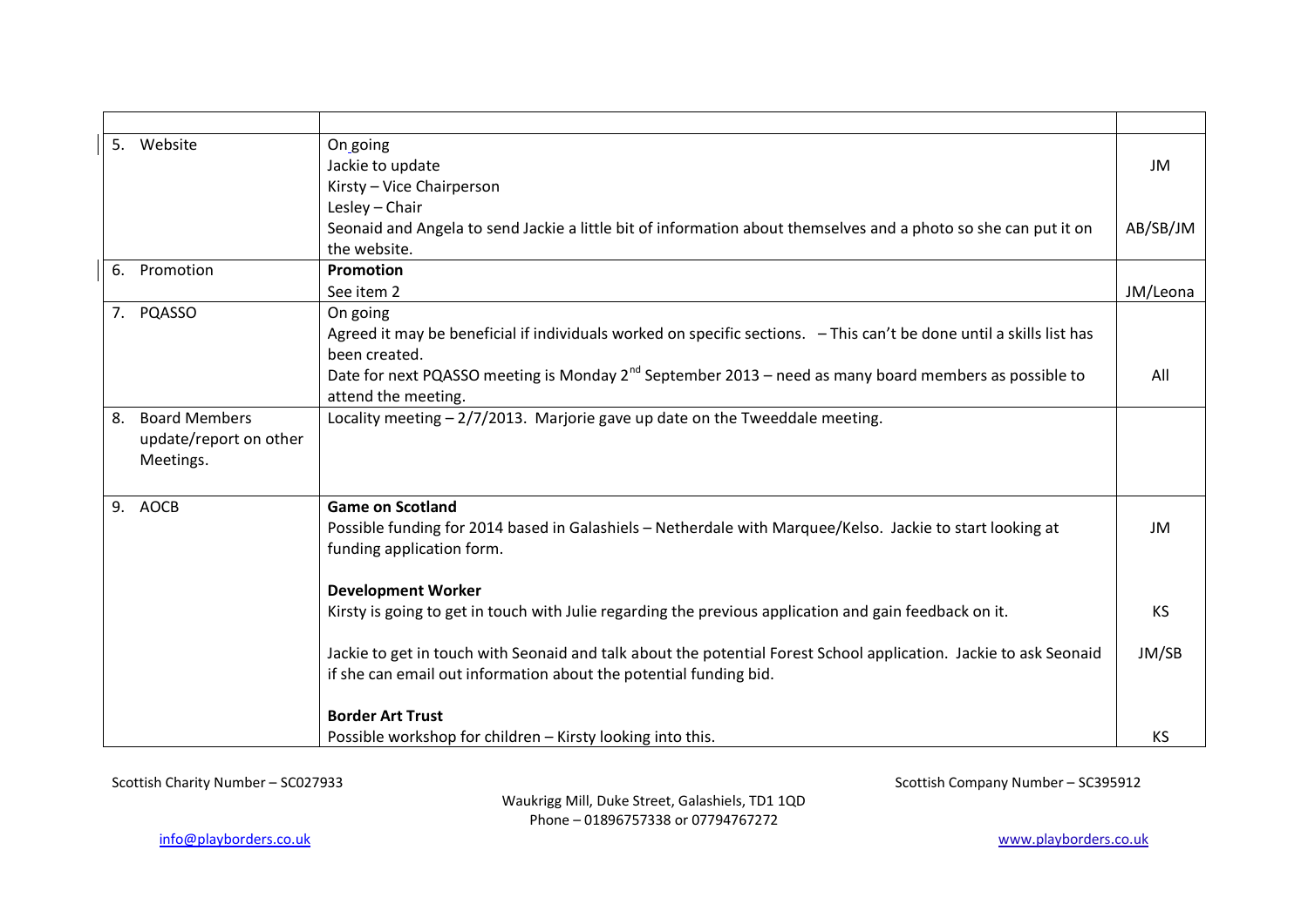| | | |
|---|---|---|
| 5. Website | On going<br>Jackie to update<br>Kirsty – Vice Chairperson<br>Lesley – Chair<br>Seonaid and Angela to send Jackie a little bit of information about themselves and a photo so she can put it on the website. | JM<br><br><br>AB/SB/JM |
| 6. Promotion | **Promotion**<br>See item 2 | JM/Leona |
| 7. PQASSO | On going<br>Agreed it may be beneficial if individuals worked on specific sections. – This can't be done until a skills list has been created.<br>Date for next PQASSO meeting is Monday 2nd September 2013 – need as many board members as possible to attend the meeting. | All |
| 8. Board Members update/report on other Meetings. | Locality meeting – 2/7/2013. Marjorie gave up date on the Tweeddale meeting. | |
| 9. AOCB | **Game on Scotland**<br>Possible funding for 2014 based in Galashiels – Netherdale with Marquee/Kelso. Jackie to start looking at funding application form.<br><br>**Development Worker**<br>Kirsty is going to get in touch with Julie regarding the previous application and gain feedback on it.<br><br>Jackie to get in touch with Seonaid and talk about the potential Forest School application. Jackie to ask Seonaid if she can email out information about the potential funding bid.<br><br>**Border Art Trust**<br>Possible workshop for children – Kirsty looking into this. | JM<br><br><br>KS<br><br>JM/SB<br><br><br>KS |

Scottish Charity Number – SC027933

Scottish Company Number – SC395912

Waukrigg Mill, Duke Street, Galashiels, TD1 1QD
Phone – 01896757338 or 07794767272

info@playborders.co.uk

www.playborders.co.uk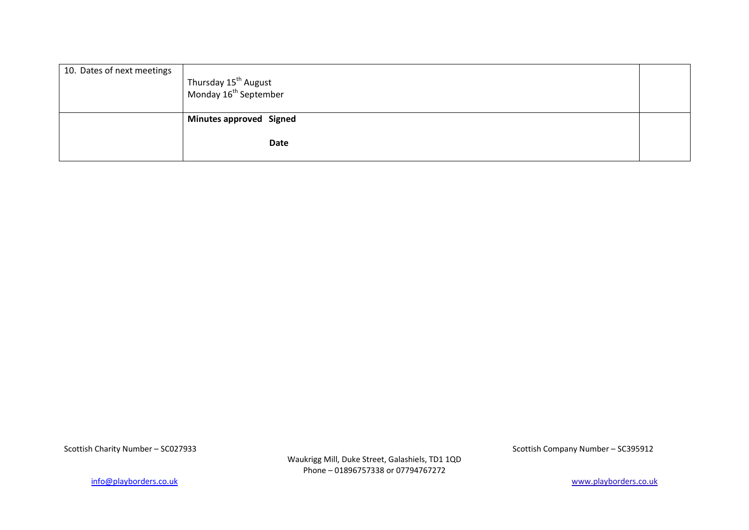| | | |
|---|---|---|
| 10. Dates of next meetings | Thursday 15th August<br>Monday 16th September | |
| | **Minutes approved Signed**<br><br>**Date** | |